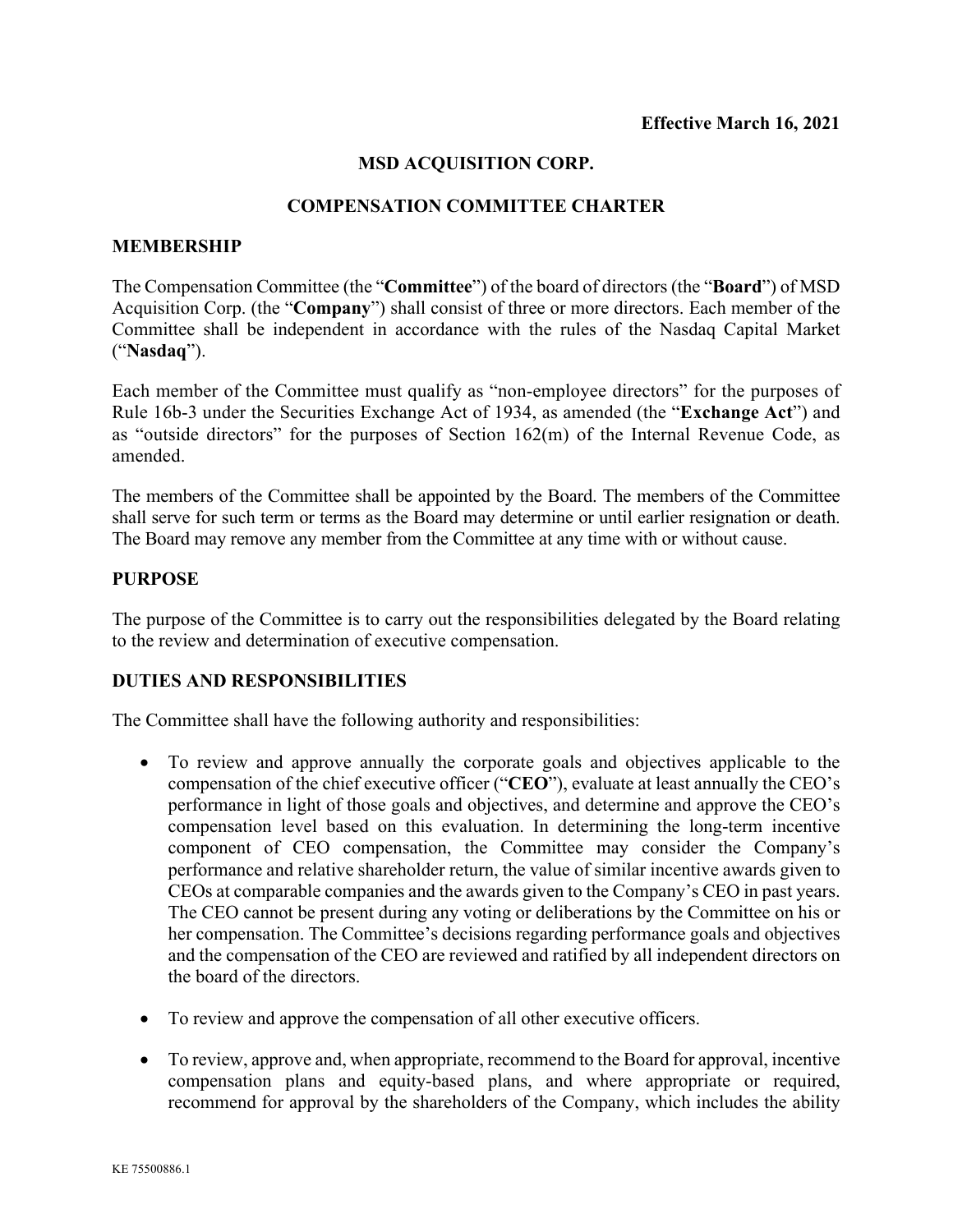**Effective March 16, 2021**

# MSD ACQUISITION CORP.

## COMPENSATION COMMITTEE CHARTER

### MEMBERSHIP

The Compensation Committee (the "**Committee**") of the board of directors (the "**Board**") of MSD Acquisition Corp. (the "**Company**") shall consist of three or more directors. Each member of the Committee shall be independent in accordance with the rules of the Nasdaq Capital Market ("**Nasdaq**").

Each member of the Committee must qualify as "non-employee directors" for the purposes of Rule 16b-3 under the Securities Exchange Act of 1934, as amended (the "**Exchange Act**") and as "outside directors" for the purposes of Section 162(m) of the Internal Revenue Code, as amended.

The members of the Committee shall be appointed by the Board. The members of the Committee shall serve for such term or terms as the Board may determine or until earlier resignation or death. The Board may remove any member from the Committee at any time with or without cause.

### PURPOSE

The purpose of the Committee is to carry out the responsibilities delegated by the Board relating to the review and determination of executive compensation.

### DUTIES AND RESPONSIBILITIES

The Committee shall have the following authority and responsibilities:

- To review and approve annually the corporate goals and objectives applicable to the compensation of the chief executive officer ("**CEO**"), evaluate at least annually the CEO's performance in light of those goals and objectives, and determine and approve the CEO's compensation level based on this evaluation. In determining the long-term incentive component of CEO compensation, the Committee may consider the Company's performance and relative shareholder return, the value of similar incentive awards given to CEOs at comparable companies and the awards given to the Company's CEO in past years. The CEO cannot be present during any voting or deliberations by the Committee on his or her compensation. The Committee's decisions regarding performance goals and objectives and the compensation of the CEO are reviewed and ratified by all independent directors on the board of the directors.

- To review and approve the compensation of all other executive officers.

- To review, approve and, when appropriate, recommend to the Board for approval, incentive compensation plans and equity-based plans, and where appropriate or required, recommend for approval by the shareholders of the Company, which includes the ability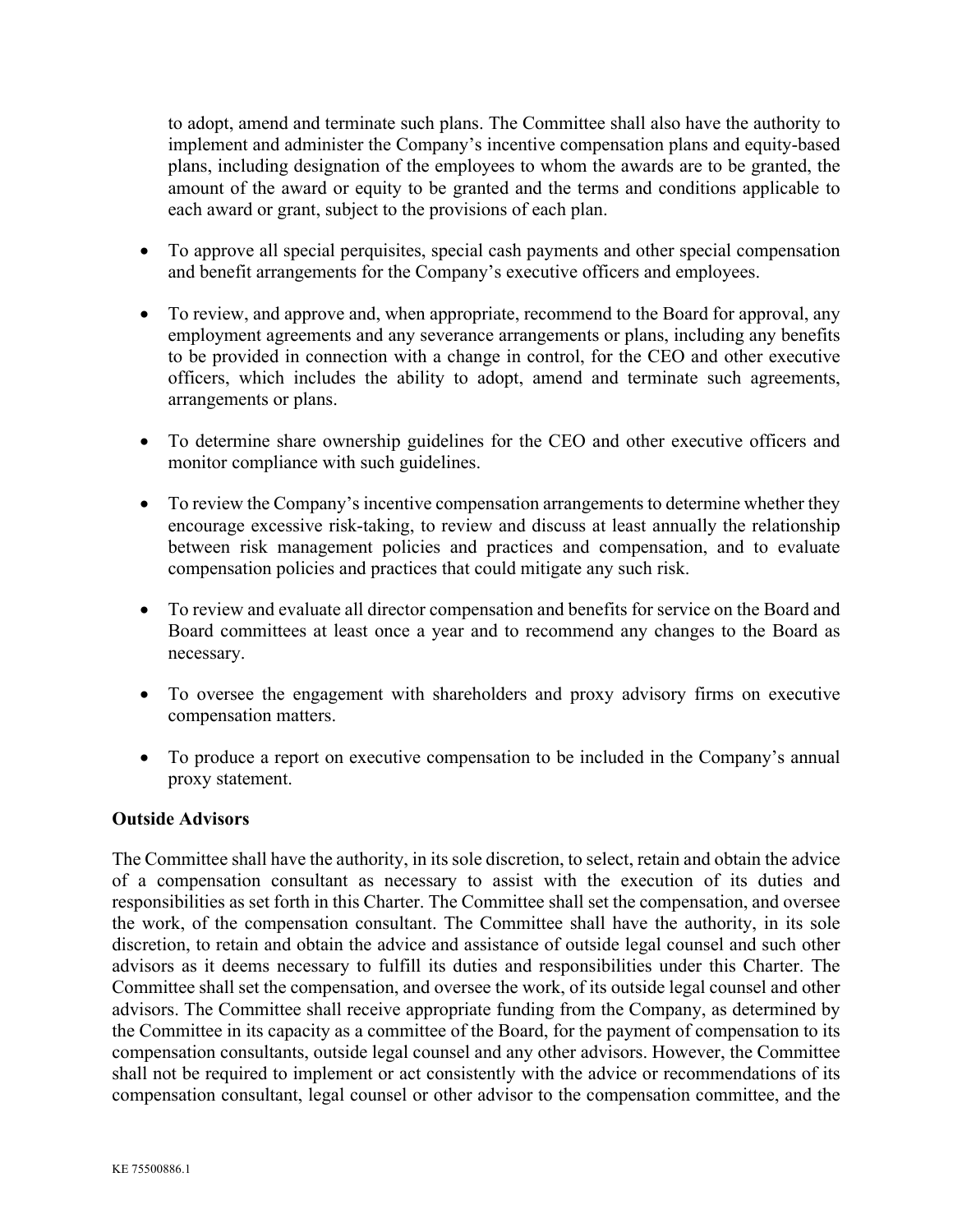to adopt, amend and terminate such plans. The Committee shall also have the authority to implement and administer the Company's incentive compensation plans and equity-based plans, including designation of the employees to whom the awards are to be granted, the amount of the award or equity to be granted and the terms and conditions applicable to each award or grant, subject to the provisions of each plan.

- To approve all special perquisites, special cash payments and other special compensation and benefit arrangements for the Company's executive officers and employees.

- To review, and approve and, when appropriate, recommend to the Board for approval, any employment agreements and any severance arrangements or plans, including any benefits to be provided in connection with a change in control, for the CEO and other executive officers, which includes the ability to adopt, amend and terminate such agreements, arrangements or plans.

- To determine share ownership guidelines for the CEO and other executive officers and monitor compliance with such guidelines.

- To review the Company's incentive compensation arrangements to determine whether they encourage excessive risk-taking, to review and discuss at least annually the relationship between risk management policies and practices and compensation, and to evaluate compensation policies and practices that could mitigate any such risk.

- To review and evaluate all director compensation and benefits for service on the Board and Board committees at least once a year and to recommend any changes to the Board as necessary.

- To oversee the engagement with shareholders and proxy advisory firms on executive compensation matters.

- To produce a report on executive compensation to be included in the Company's annual proxy statement.

**Outside Advisors**

The Committee shall have the authority, in its sole discretion, to select, retain and obtain the advice of a compensation consultant as necessary to assist with the execution of its duties and responsibilities as set forth in this Charter. The Committee shall set the compensation, and oversee the work, of the compensation consultant. The Committee shall have the authority, in its sole discretion, to retain and obtain the advice and assistance of outside legal counsel and such other advisors as it deems necessary to fulfill its duties and responsibilities under this Charter. The Committee shall set the compensation, and oversee the work, of its outside legal counsel and other advisors. The Committee shall receive appropriate funding from the Company, as determined by the Committee in its capacity as a committee of the Board, for the payment of compensation to its compensation consultants, outside legal counsel and any other advisors. However, the Committee shall not be required to implement or act consistently with the advice or recommendations of its compensation consultant, legal counsel or other advisor to the compensation committee, and the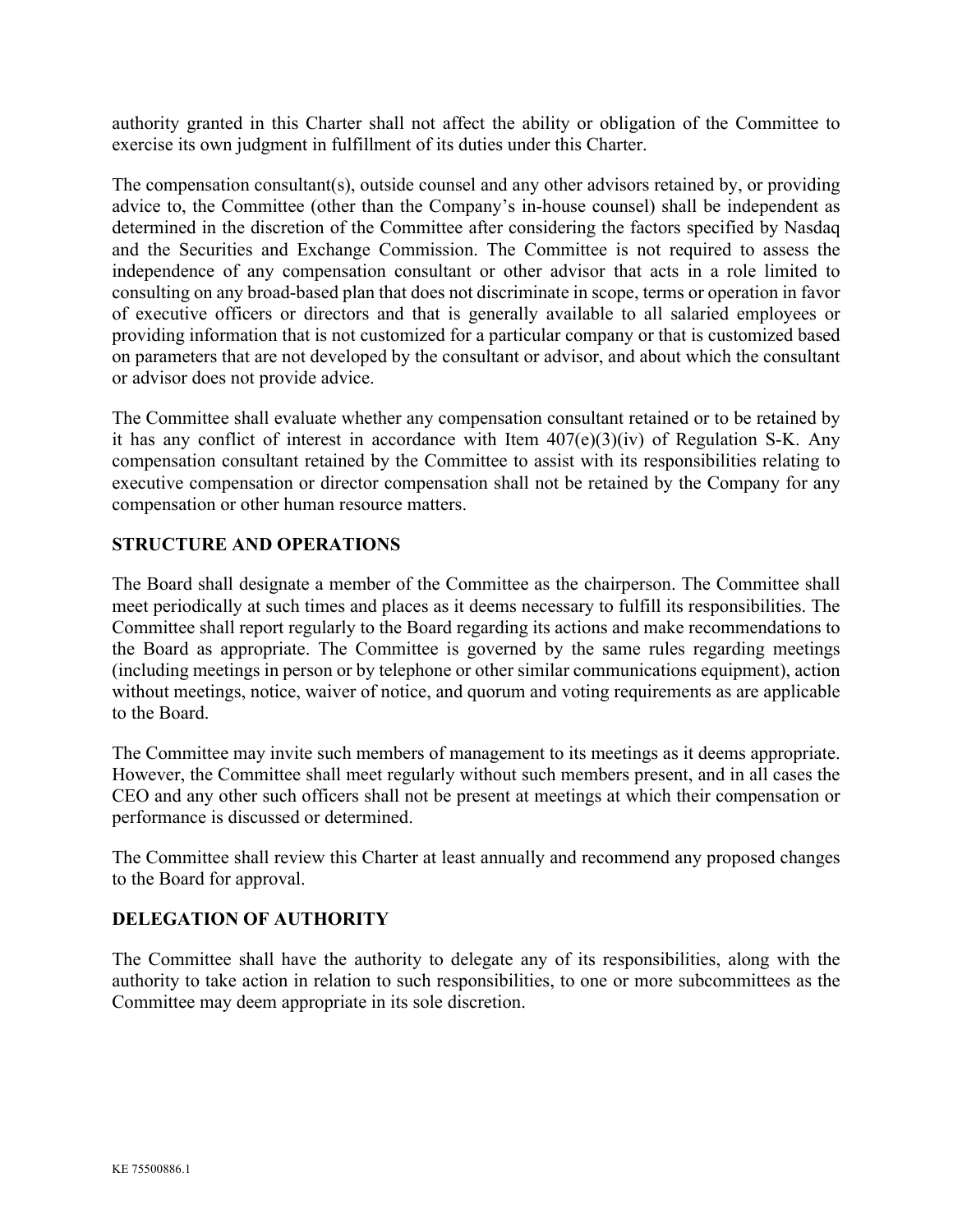authority granted in this Charter shall not affect the ability or obligation of the Committee to exercise its own judgment in fulfillment of its duties under this Charter.

The compensation consultant(s), outside counsel and any other advisors retained by, or providing advice to, the Committee (other than the Company's in-house counsel) shall be independent as determined in the discretion of the Committee after considering the factors specified by Nasdaq and the Securities and Exchange Commission. The Committee is not required to assess the independence of any compensation consultant or other advisor that acts in a role limited to consulting on any broad-based plan that does not discriminate in scope, terms or operation in favor of executive officers or directors and that is generally available to all salaried employees or providing information that is not customized for a particular company or that is customized based on parameters that are not developed by the consultant or advisor, and about which the consultant or advisor does not provide advice.

The Committee shall evaluate whether any compensation consultant retained or to be retained by it has any conflict of interest in accordance with Item 407(e)(3)(iv) of Regulation S-K. Any compensation consultant retained by the Committee to assist with its responsibilities relating to executive compensation or director compensation shall not be retained by the Company for any compensation or other human resource matters.

## STRUCTURE AND OPERATIONS

The Board shall designate a member of the Committee as the chairperson. The Committee shall meet periodically at such times and places as it deems necessary to fulfill its responsibilities. The Committee shall report regularly to the Board regarding its actions and make recommendations to the Board as appropriate. The Committee is governed by the same rules regarding meetings (including meetings in person or by telephone or other similar communications equipment), action without meetings, notice, waiver of notice, and quorum and voting requirements as are applicable to the Board.

The Committee may invite such members of management to its meetings as it deems appropriate. However, the Committee shall meet regularly without such members present, and in all cases the CEO and any other such officers shall not be present at meetings at which their compensation or performance is discussed or determined.

The Committee shall review this Charter at least annually and recommend any proposed changes to the Board for approval.

## DELEGATION OF AUTHORITY

The Committee shall have the authority to delegate any of its responsibilities, along with the authority to take action in relation to such responsibilities, to one or more subcommittees as the Committee may deem appropriate in its sole discretion.

KE 75500886.1